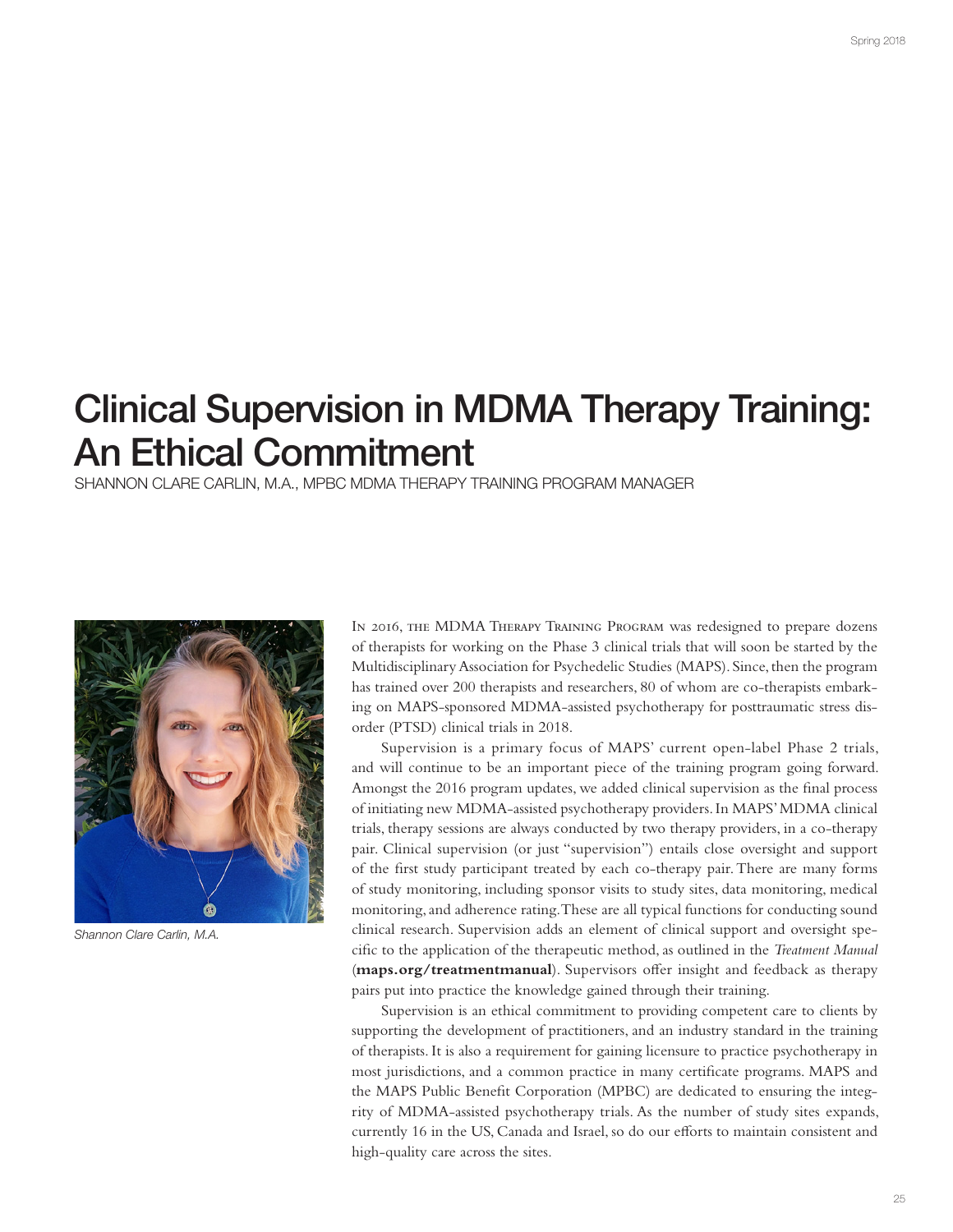# Clinical Supervision in MDMA Therapy Training: An Ethical Commitment

SHANNON CLARE CARLIN, M.A., MPBC MDMA THERAPY TRAINING PROGRAM MANAGER

*Shannon Clare Carlin, M.A.*

In 2016, the MDMA Therapy Training Program was redesigned to prepare dozens of therapists for working on the Phase 3 clinical trials that will soon be started by the Multidisciplinary Association for Psychedelic Studies (MAPS). Since, then the program has trained over 200 therapists and researchers, 80 of whom are co-therapists embarking on MAPS-sponsored MDMA-assisted psychotherapy for posttraumatic stress disorder (PTSD) clinical trials in 2018.

Supervision is a primary focus of MAPS' current open-label Phase 2 trials, and will continue to be an important piece of the training program going forward. Amongst the 2016 program updates, we added clinical supervision as the final process of initiating new MDMA-assisted psychotherapy providers. In MAPS' MDMA clinical trials, therapy sessions are always conducted by two therapy providers, in a co-therapy pair. Clinical supervision (or just "supervision") entails close oversight and support of the first study participant treated by each co-therapy pair. There are many forms of study monitoring, including sponsor visits to study sites, data monitoring, medical monitoring, and adherence rating. These are all typical functions for conducting sound clinical research. Supervision adds an element of clinical support and oversight specific to the application of the therapeutic method, as outlined in the *Treatment Manual* (**maps.org/treatmentmanual**). Supervisors offer insight and feedback as therapy pairs put into practice the knowledge gained through their training.

Supervision is an ethical commitment to providing competent care to clients by supporting the development of practitioners, and an industry standard in the training of therapists. It is also a requirement for gaining licensure to practice psychotherapy in most jurisdictions, and a common practice in many certificate programs. MAPS and the MAPS Public Benefit Corporation (MPBC) are dedicated to ensuring the integrity of MDMA-assisted psychotherapy trials. As the number of study sites expands, currently 16 in the US, Canada and Israel, so do our efforts to maintain consistent and high-quality care across the sites.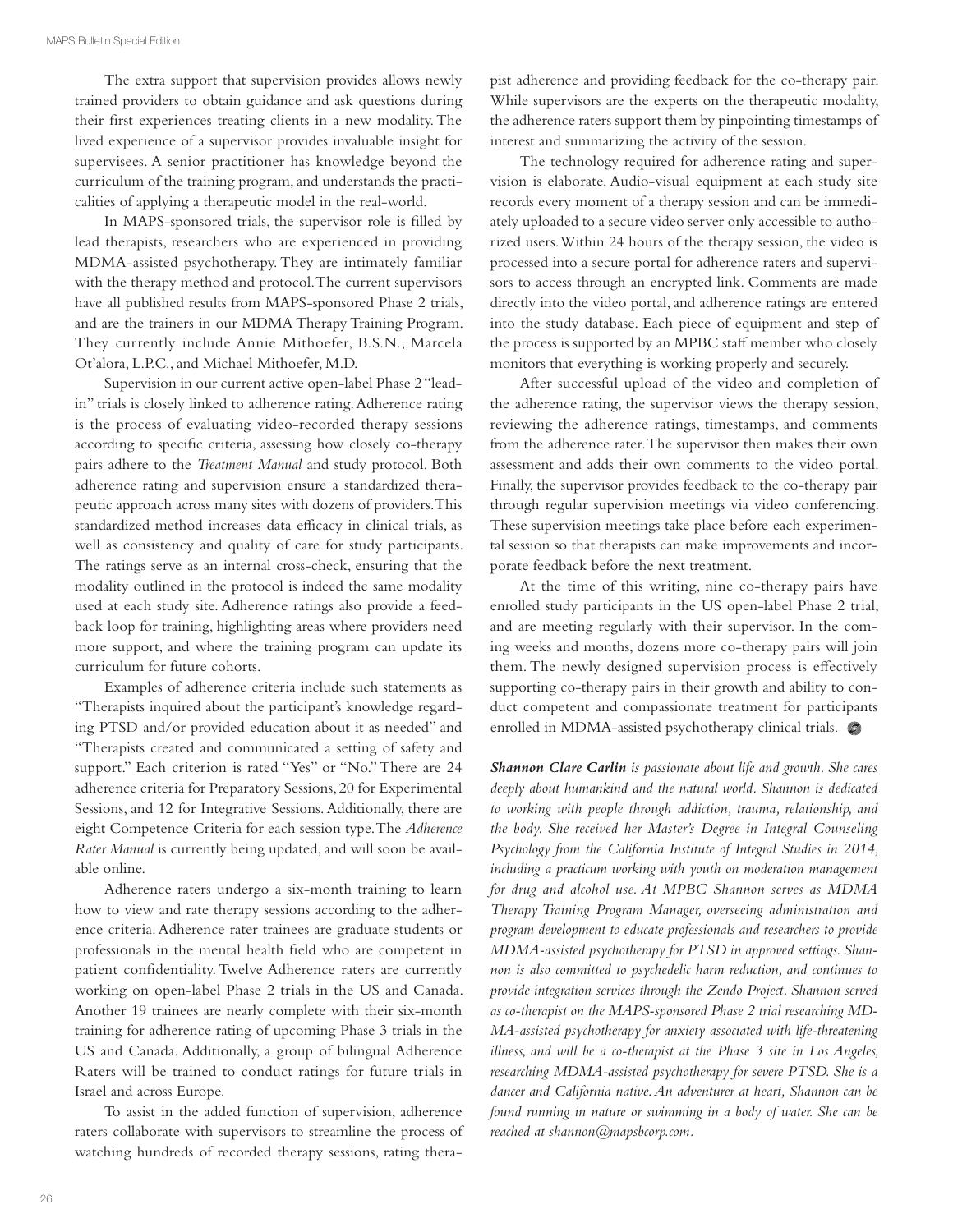The extra support that supervision provides allows newly trained providers to obtain guidance and ask questions during their first experiences treating clients in a new modality. The lived experience of a supervisor provides invaluable insight for supervisees. A senior practitioner has knowledge beyond the curriculum of the training program, and understands the practicalities of applying a therapeutic model in the real-world.

In MAPS-sponsored trials, the supervisor role is filled by lead therapists, researchers who are experienced in providing MDMA-assisted psychotherapy. They are intimately familiar with the therapy method and protocol. The current supervisors have all published results from MAPS-sponsored Phase 2 trials, and are the trainers in our MDMA Therapy Training Program. They currently include Annie Mithoefer, B.S.N., Marcela Ot'alora, L.P.C., and Michael Mithoefer, M.D.

Supervision in our current active open-label Phase 2 "lead-in" trials is closely linked to adherence rating. Adherence rating is the process of evaluating video-recorded therapy sessions according to specific criteria, assessing how closely co-therapy pairs adhere to the *Treatment Manual* and study protocol. Both adherence rating and supervision ensure a standardized therapeutic approach across many sites with dozens of providers. This standardized method increases data efficacy in clinical trials, as well as consistency and quality of care for study participants. The ratings serve as an internal cross-check, ensuring that the modality outlined in the protocol is indeed the same modality used at each study site. Adherence ratings also provide a feedback loop for training, highlighting areas where providers need more support, and where the training program can update its curriculum for future cohorts.

Examples of adherence criteria include such statements as "Therapists inquired about the participant's knowledge regarding PTSD and/or provided education about it as needed" and "Therapists created and communicated a setting of safety and support." Each criterion is rated "Yes" or "No." There are 24 adherence criteria for Preparatory Sessions, 20 for Experimental Sessions, and 12 for Integrative Sessions. Additionally, there are eight Competence Criteria for each session type. The *Adherence Rater Manual* is currently being updated, and will soon be available online.

Adherence raters undergo a six-month training to learn how to view and rate therapy sessions according to the adherence criteria. Adherence rater trainees are graduate students or professionals in the mental health field who are competent in patient confidentiality. Twelve Adherence raters are currently working on open-label Phase 2 trials in the US and Canada. Another 19 trainees are nearly complete with their six-month training for adherence rating of upcoming Phase 3 trials in the US and Canada. Additionally, a group of bilingual Adherence Raters will be trained to conduct ratings for future trials in Israel and across Europe.

To assist in the added function of supervision, adherence raters collaborate with supervisors to streamline the process of watching hundreds of recorded therapy sessions, rating therapist adherence and providing feedback for the co-therapy pair. While supervisors are the experts on the therapeutic modality, the adherence raters support them by pinpointing timestamps of interest and summarizing the activity of the session.

The technology required for adherence rating and supervision is elaborate. Audio-visual equipment at each study site records every moment of a therapy session and can be immediately uploaded to a secure video server only accessible to authorized users. Within 24 hours of the therapy session, the video is processed into a secure portal for adherence raters and supervisors to access through an encrypted link. Comments are made directly into the video portal, and adherence ratings are entered into the study database. Each piece of equipment and step of the process is supported by an MPBC staff member who closely monitors that everything is working properly and securely.

After successful upload of the video and completion of the adherence rating, the supervisor views the therapy session, reviewing the adherence ratings, timestamps, and comments from the adherence rater. The supervisor then makes their own assessment and adds their own comments to the video portal. Finally, the supervisor provides feedback to the co-therapy pair through regular supervision meetings via video conferencing. These supervision meetings take place before each experimental session so that therapists can make improvements and incorporate feedback before the next treatment.

At the time of this writing, nine co-therapy pairs have enrolled study participants in the US open-label Phase 2 trial, and are meeting regularly with their supervisor. In the coming weeks and months, dozens more co-therapy pairs will join them. The newly designed supervision process is effectively supporting co-therapy pairs in their growth and ability to conduct competent and compassionate treatment for participants enrolled in MDMA-assisted psychotherapy clinical trials.

***Shannon Clare Carlin*** *is passionate about life and growth. She cares deeply about humankind and the natural world. Shannon is dedicated to working with people through addiction, trauma, relationship, and the body. She received her Master's Degree in Integral Counseling Psychology from the California Institute of Integral Studies in 2014, including a practicum working with youth on moderation management for drug and alcohol use. At MPBC Shannon serves as MDMA Therapy Training Program Manager, overseeing administration and program development to educate professionals and researchers to provide MDMA-assisted psychotherapy for PTSD in approved settings. Shannon is also committed to psychedelic harm reduction, and continues to provide integration services through the Zendo Project. Shannon served as co-therapist on the MAPS-sponsored Phase 2 trial researching MDMA-assisted psychotherapy for anxiety associated with life-threatening illness, and will be a co-therapist at the Phase 3 site in Los Angeles, researching MDMA-assisted psychotherapy for severe PTSD. She is a dancer and California native. An adventurer at heart, Shannon can be found running in nature or swimming in a body of water. She can be reached at shannon@mapsbcorp.com.*